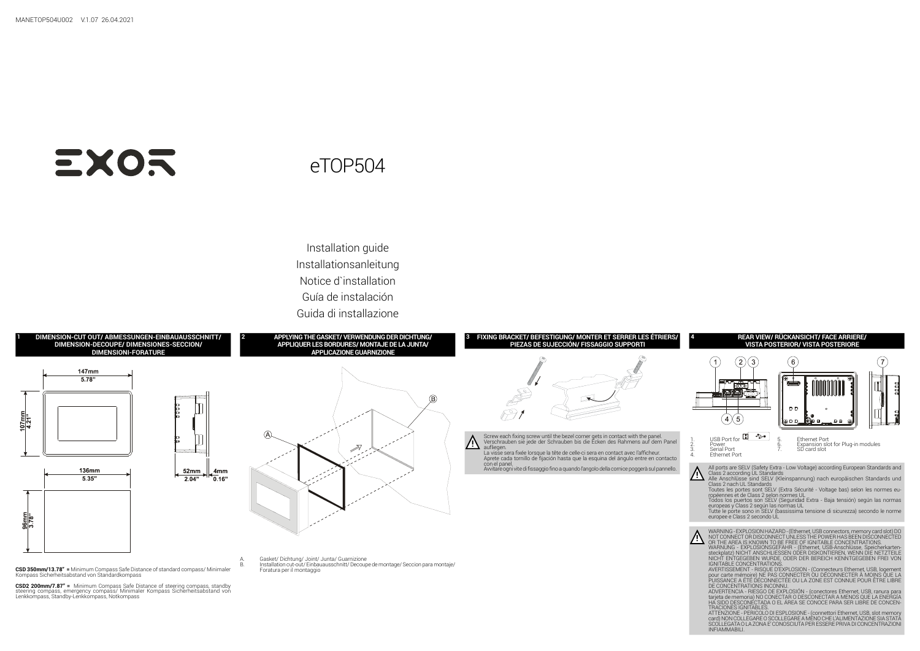MANETOP504U002 V.1.07 26.04.2021

EXOR

# eTOP504

Installation guide
Installationsanleitung
Notice d`installation
Guía de instalación
Guida di installazione

## 1 DIMENSION-CUT OUT/ ABMESSUNGEN-EINBAUAUSSCHNITT/ DIMENSION-DECOUPE/ DIMENSIONES-SECCION/ DIMENSIONI-FORATURE

147mm 5.78"
107mm 4.21"
136mm 5.35"
96mm 3.78"
52mm 2.04"
4mm 0.16"

**CSD 350mm/13.78" =** Minimum Compass Safe Distance of standard compass/ Minimaler Kompass Sicherheitsabstand von Standardkompass

**CSD2 200mm/7.87" =** Minimum Compass Safe Distance of steering compass, standby steering compass, emergency compass/ Minimaler Kompass Sicherheitsabstand von Lenkkompass, Standby-Lenkkompass, Notkompass

## 2 APPLYING THE GASKET/ VERWENDUNG DER DICHTUNG/ APPLIQUER LES BORDURES/ MONTAJE DE LA JUNTA/ APPLICAZIONE GUARNIZIONE

A. Gasket/ Dichtung/ Joint/ Junta/ Guarnizione
B. Installation cut-out/ Einbauausschnitt/ Decoupe de montage/ Seccion para montaje/ Foratura per il montaggio

## 3 FIXING BRACKET/ BEFESTIGUNG/ MONTER ET SERRER LES ÉTRIERS/ PIEZAS DE SUJECCIÓN/ FISSAGGIO SUPPORTI

Screw each fixing screw until the bezel corner gets in contact with the panel.
Verschrauben sie jede der Schrauben bis die Ecken des Rahmens auf dem Panel aufliegen.
La visse sera fixée lorsque la tête de celle-ci sera en contact avec l'afficheur.
Aprete cada tornillo de fijación hasta que la esquina del ángulo entre en contacto con el panel.
Avvitare ogni vite di fissaggio fino a quando l'angolo della cornice poggerà sul pannello.

## 4 REAR VIEW/ RÜCKANSICHT/ FACE ARRIERE/ VISTA POSTERIOR/ VISTA POSTERIORE

1. USB Port for
2. Power
3. Serial Port
4. Ethernet Port
5. Ethernet Port
6. Expansion slot for Plug-in modules
7. SD card slot

All ports are SELV (Safety Extra - Low Voltage) according European Standards and Class 2 according UL Standards
Alle Anschlüsse sind SELV (Kleinspannnung) nach europäischen Standards und Class 2 nach UL Standards
Toutes les portes sont SELV (Extra Sécurité - Voltage bas) selon les normes européennes et de Class 2 selon normes UL
Todos los puertos son SELV (Seguridad Extra - Baja tensión) según las normas europeas y Class 2 según las normas UL
Tutte le porte sono in SELV (bassissima tensione di sicurezza) secondo le norme europee e Class 2 secondo UL

WARNING - EXPLOSION HAZARD - (Ethernet, USB connectors, memory card slot) DO NOT CONNECT OR DISCONNECT UNLESS THE POWER HAS BEEN DISCONNECTED OR THE AREA IS KNOWN TO BE FREE OF IGNITABLE CONCENTRATIONS.
WARNUNG - EXPLOSIONSGEFAHR - (Ethernet, USB-Anschlüsse, Speicherkartensteckplatz) NICHT ANSCHLIESSEN ODER DISKONTIEREN, WENN DIE NETZTEILE NICHT ENTGEGEBEN WURDE, ODER DER BEREICH KENNTGEGEBEN FREI VON IGNITABLE CONCENTRATIONS.
AVERTISSEMENT - RISQUE D'EXPLOSION - (Connecteurs Ethernet, USB, logement pour carte mémoire) NE PAS CONNECTER OU DÉCONNECTER À MOINS QUE LA PUISSANCE A ÉTÉ DÉCONNECTÉE OU LA ZONE EST CONNUE POUR ÊTRE LIBRE DE CONCENTRATIONS INCONNU.
ADVERTENCIA - RIESGO DE EXPLOSIÓN - (conectores Ethernet, USB, ranura para tarjeta de memoria) NO CONECTAR O DESCONECTAR A MENOS QUE LA ENERGÍA HA SIDO DESCONECTADA O EL ÁREA SE CONOCE PARA SER LIBRE DE CONCENTRACIONES IGNITABLES.
ATTENZIONE - PERICOLO DI ESPLOSIONE - (connettori Ethernet, USB, slot memory card) NON COLLEGARE O SCOLLEGARE A MENO CHE L'ALIMENTAZIONE SIA STATA SCOLLEGATA O LA ZONA E' CONOSCIUTA PER ESSERE PRIVA DI CONCENTRAZIONI INFIAMMABILI.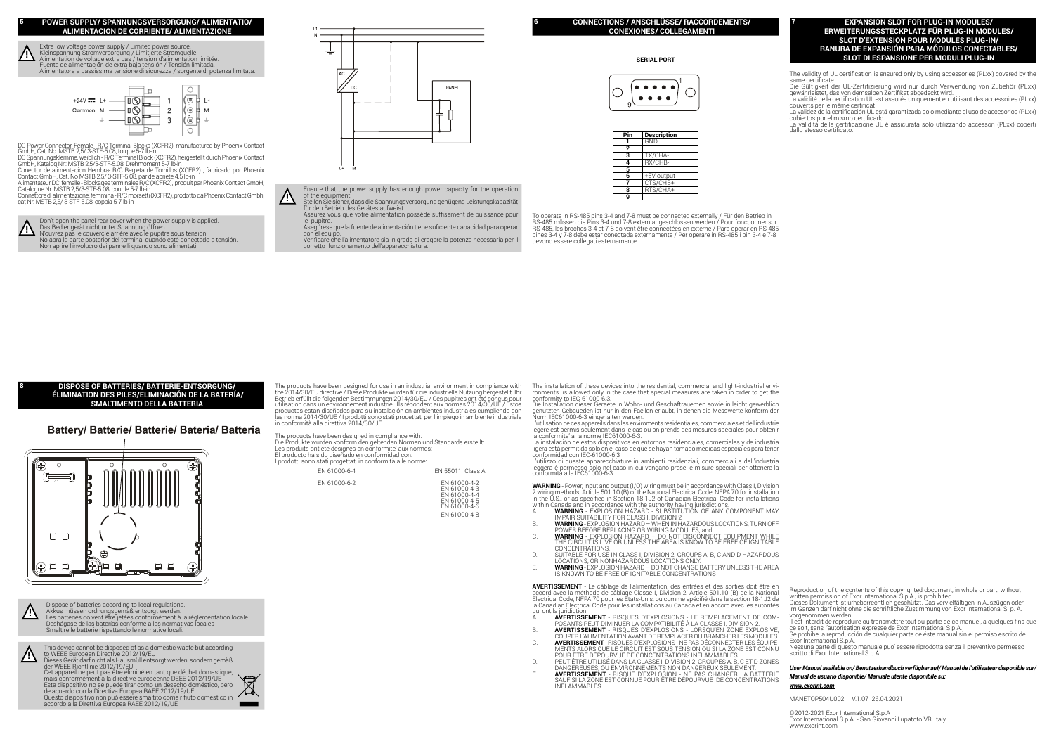## 5 POWER SUPPLY/ SPANNUNGSVERSORGUNG/ ALIMENTATIO/ ALIMENTACION DE CORRIENTE/ ALIMENTAZIONE

Extra low voltage power supply / Limited power source.
Kleinspannung Stromversorgung / Limitierte Stromquelle.
Alimentation de voltage extra bas / tension d'alimentation limitée.
Fuente de alimentación de extra baja tensión / Tensión limitada.
Alimentatore a bassissima tensione di sicurezza / sorgente di potenza limitata.

+24V L+ 1
Common M 2
⏚ 3

DC Power Connector, Female - R/C Terminal Blocks (XCFR2), manufactured by Phoenix Contact GmbH, Cat. No. MSTB 2,5/ 3-STF-5.08, torque 5-7 lb-in
DC Spannungsklemme, weiblich - R/C Terminal Block (XCFR2), hergestellt durch Phoenix Contact GmbH, Katalog Nr.: MSTB 2,5/3-STF-5.08, Drehmoment 5-7 lb-in
Conector de alimentacion Hembra- R/C Regleta de Tornillos (XCFR2) , fabricado por Phoenix Contact GmbH, Cat. No MSTB 2,5/ 3-STF-5.08, par de apriete 4.5 lb-in
Alimentateur DC, femelle - Blockages terminales R/C (XCFR2), produit par Phoenix Contact GmbH, Catalogue Nr: MSTB 2,5/3-STF-5.08, couple 5-7 lb-in
Connettore di alimentazione, femmina - R/C morsetti (XCFR2), prodotto da Phoenix Contact Gmbh, cat Nr. MSTB 2,5/ 3-STF-5.08, coppia 5-7 lb-in

Don't open the panel rear cover when the power supply is applied.
Das Bediengerät nicht unter Spannung öffnen.
N'ouvrez pas le couvercle arrière avec le pupitre sous tension.
No abra la parte posterior del terminal cuando esté conectado a tensión.
Non aprire l'involucro dei pannelli quando sono alimentati.

L1
N
AC
DC
PANEL
L+ M

Ensure that the power supply has enough power capacity for the operation of the equipment.
Stellen Sie sicher, dass die Spannungsversorgung genügend Leistungskapazität für den Betrieb des Gerätes aufweist.
Assurez vous que votre alimentation possède suffisament de puissance pour le pupitre.
Asegúrese que la fuente de alimentación tiene suficiente capacidad para operar con el equipo.
Verificare che l'alimentatore sia in grado di erogare la potenza necessaria per il corretto funzionamento dell'apparecchiatura.

## 6 CONNECTIONS / ANSCHLÜSSE/ RACCORDEMENTS/ CONEXIONES/ COLLEGAMENTI

SERIAL PORT

| Pin | Description |
|---|---|
| 1 | GND |
| 2 | |
| 3 | TX/CHA- |
| 4 | RX/CHB- |
| 5 | |
| 6 | +5V output |
| 7 | CTS/CHB+ |
| 8 | RTS/CHA+ |
| 9 | |

To operate in RS-485 pins 3-4 and 7-8 must be connected externally / Für den Betrieb in RS-485 müssen die Pins 3-4 und 7-8 extern angeschlossen werden / Pour fonctionner sur RS-485, les broches 3-4 et 7-8 doivent être connectées en externe / Para operar en RS-485 pines 3-4 y 7-8 debe estar conectada externamente / Per operare in RS-485 i pin 3-4 e 7-8 devono essere collegati esternamente

## 7 EXPANSION SLOT FOR PLUG-IN MODULES/ ERWEITERUNGSSTECKPLATZ FÜR PLUG-IN MODULES/ SLOT D'EXTENSION POUR MODULES PLUG-IN/ RANURA DE EXPANSIÓN PARA MÓDULOS CONECTABLES/ SLOT DI ESPANSIONE PER MODULI PLUG-IN

The validity of UL certification is ensured only by using accessories (PLxx) covered by the same certificate.
Die Gültigkeit der UL-Zertifizierung wird nur durch Verwendung von Zubehör (PLxx) gewährleistet, das von demselben Zertifikat abgedeckt wird.
La validité de la certification UL est assurée uniquement en utilisant des accessoires (PLxx) couverts par le même certificat.
La validez de la certificación UL está garantizada solo mediante el uso de accesorios (PLxx) cubiertos por el mismo certificado.
La validità della certificazione UL è assicurata solo utilizzando accessori (PLxx) coperti dallo stesso certificato.

## 8 DISPOSE OF BATTERIES/ BATTERIE-ENTSORGUNG/ ÉLIMINATION DES PILES/ELIMINACIÓN DE LA BATERÍA/ SMALTIMENTO DELLA BATTERIA

### Battery/ Batterie/ Batterie/ Bateria/ Batteria

Dispose of batteries according to local regulations.
Akkus müssen ordnungsgemäß entsorgt werden.
Les batteries doivent être jetées conformément à la réglementation locale.
Deshágase de las baterías conforme a las normativas locales
Smaltire le batterie rispettando le normative locali.

This device cannot be disposed of as a domestic waste but according to WEEE European Directive 2012/19/EU
Dieses Gerät darf nicht als Hausmüll entsorgt werden, sondern gemäß der WEEE-Richtlinie 2012/19/EU
Cet appareil ne peut pas être éliminé en tant que déchet domestique, mais conformément à la directive européenne DEEE 2012/19/UE
Este dispositivo no se puede tirar como un desecho doméstico, pero de acuerdo con la Directiva Europea RAEE 2012/19/UE
Questo dispositivo non può essere smaltito come rifiuto domestico in accordo alla Direttiva Europea RAEE 2012/19/UE

The products have been designed for use in an industrial environment in compliance with the 2014/30/EU directive / Diese Produkte wurden für die industrielle Nutzung hergestellt. Ihr Betrieb erfüllt die folgenden Bestimmungen 2014/30/EU / Ces pupitres ont été conçus pour utilisation dans un environnement industriel. Ils répondent aux normes 2014/30/UE / Estos productos están diseñados para su instalación en ambientes industriales cumpliendo con las norma 2014/30/UE / I prodotti sono stati progettati per l'impiego in ambiente industriale in conformità alla direttiva 2014/30/UE

The products have been designed in compliance with:
Die Produkte wurden konform den geltenden Normen und Standards erstellt:
Les produits ont ete designes en conformite' aux normes:
El producto ha sido diseñado en conformidad con:
I prodotti sono stati progettati in conformità alle norme:

| | |
|---|---|
| EN 61000-6-4 | EN 55011 Class A |
| EN 61000-6-2 | EN 61000-4-2<br>EN 61000-4-3<br>EN 61000-4-4<br>EN 61000-4-5<br>EN 61000-4-6<br>EN 61000-4-8 |

The installation of these devices into the residential, commercial and light-industrial environments is allowed only in the case that special measures are taken in order to get the conformity to IEC-61000-6.3.
Die Installation dieser Geraete in Wohn- und Geschaftrauemen sowie in leicht gewerblich genutzten Gebaeuden ist nur in den Faellen erlaubt, in denen die Messwerte konform der Norm IEC61000-6-3 eingehalten werden.
L'utilisation de ces appareils dans les enviroments residentiales, commerciales et de l'industrie legere est permis seulement dans le cas ou on prends des mesures speciales pour obtenir la conformite' a' la norme IEC61000-6-3.
La instalación de estos dispositivos en entornos residenciales, comerciales y de industria ligera está permitida solo en el caso de que se hayan tomado medidas especiales para tener conformidad con IEC-61000-6.3
L'utilizzo di queste apparecchiature in ambienti residenziali, commerciali e dell'industria leggera è permesso solo nel caso in cui vengano prese le misure speciali per ottenere la conformità alla IEC61000-6-3.

**WARNING** - Power, input and output (I/O) wiring must be in accordance with Class I, Division 2 wiring methods, Article 501.10 (B) of the National Electrical Code, NFPA 70 for installation in the U.S., or as specified in Section 18-1J2 of Canadian Electrical Code for installations within Canada and in accordance with the authority having jurisdictions.

A. **WARNING** - EXPLOSION HAZARD - SUBSTITUTION OF ANY COMPONENT MAY IMPAIR SUITABILITY FOR CLASS I, DIVISION 2
B. **WARNING** - EXPLOSION HAZARD – WHEN IN HAZARDOUS LOCATIONS, TURN OFF POWER BEFORE REPLACING OR WIRING MODULES, and
C. **WARNING** - EXPLOSION HAZARD – DO NOT DISCONNECT EQUIPMENT WHILE THE CIRCUIT IS LIVE OR UNLESS THE AREA IS KNOW TO BE FREE OF IGNITABLE CONCENTRATIONS.
D. SUITABLE FOR USE IN CLASS I, DIVISION 2, GROUPS A, B, C AND D HAZARDOUS LOCATIONS, OR NONHAZARDOUS LOCATIONS ONLY
E. **WARNING** - EXPLOSION HAZARD – DO NOT CHANGE BATTERY UNLESS THE AREA IS KNOWN TO BE FREE OF IGNITABLE CONCENTRATIONS

**AVERTISSEMENT** - Le câblage de l'alimentation, des entrées et des sorties doit être en accord avec la méthode de câblage Classe I, Division 2, Article 501.10 (B) de la National Electrical Code; NFPA 70 pour les États-Unis, ou comme spécifié dans la section 18-1J2 de la Canadian Electrical Code pour les installations au Canada et en accord avec les autorités qui ont la juridiction.

A. **AVERTISSEMENT** - RISQUES D'EXPLOSIONS - LE REMPLACEMENT DE COMPOSANTS PEUT DIMINUER LA COMPATIBILITÉ À LA CLASSE I, DIVISION 2.
B. **AVERTISSEMENT** - RISQUES D'EXPLOSIONS - LORSQU'EN ZONE EXPLOSIVE, COUPER L'ALIMENTATION AVANT DE REMPLACER OU BRANCHER LES MODULES.
C. **AVERTISSEMENT** - RISQUES D'EXPLOSIONS - NE PAS DÉCONNECTER LES ÉQUIPEMENTS ALORS QUE LE CIRCUIT EST SOUS TENSION OU SI LA ZONE EST CONNU POUR ÊTRE DÉPOURVUE DE CONCENTRATIONS INFLAMMABLES.
D. PEUT ÊTRE UTILISÉ DANS LA CLASSE I, DIVISION 2, GROUPES A, B, C ET D ZONES DANGEREUSES, OU ENVIRONNEMENTS NON DANGEREUX SEULEMENT.
E. **AVERTISSEMENT** - RISQUE D'EXPLOSION - NE PAS CHANGER LA BATTERIE SAUF SI LA ZONE EST CONNUE POUR ÊTRE DÉPOURVUE DE CONCENTRATIONS INFLAMMABLES

Reproduction of the contents of this copyrighted document, in whole or part, without written permission of Exor International S.p.A., is prohibited.
Dieses Dokument ist urheberrechtlich geschützt. Das vervielfältigen in Auszügen oder im Ganzen darf nicht ohne die schriftliche Zustimmung von Exor International S. p. A. vorgenommen werden.
Il est interdit de reproduire ou transmettre tout ou partie de ce manuel, a quelques fins que ce soit, sans l'autorisation expresse de Exor International S.p.A.
Se prohíbe la reproducción de cualquier parte de éste manual sin el permiso escrito de Exor International S.p.A.
Nessuna parte di questo manuale puo' essere riprodotta senza il preventivo permesso scritto di Exor International S.p.A.

***User Manual available on/ Benutzerhandbuch verfügbar auf/ Manuel de l'utilisateur disponible sur/ Manual de usuario disponible/ Manuale utente disponibile su:***
***www.exorint.com***

MANETOP504U002 V1.07 26.04.2021

©2012-2021 Exor International S.p.A
Exor International S.p.A. - San Giovanni Lupatoto VR, Italy
www.exorint.com